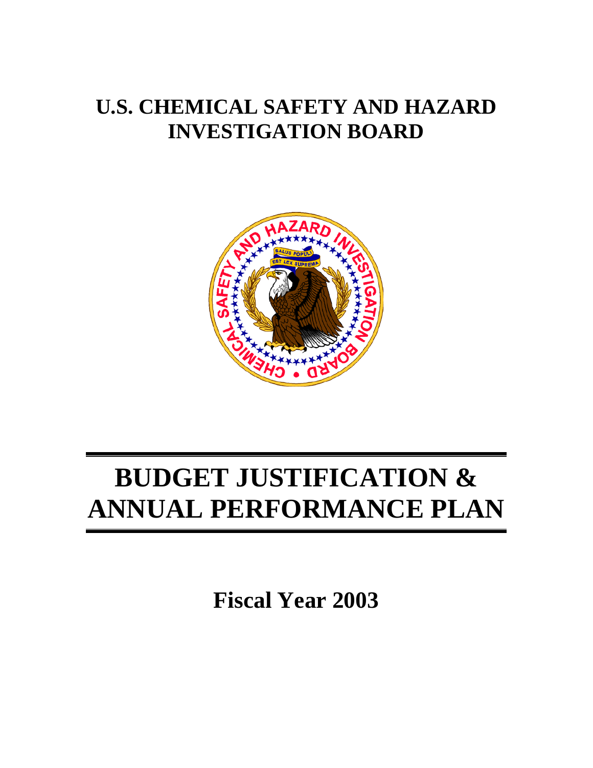# U.S. CHEMICAL SAFETY AND HAZARD INVESTIGATION BOARD

# BUDGET JUSTIFICATION & ANNUAL PERFORMANCE PLAN

## Fiscal Year 2003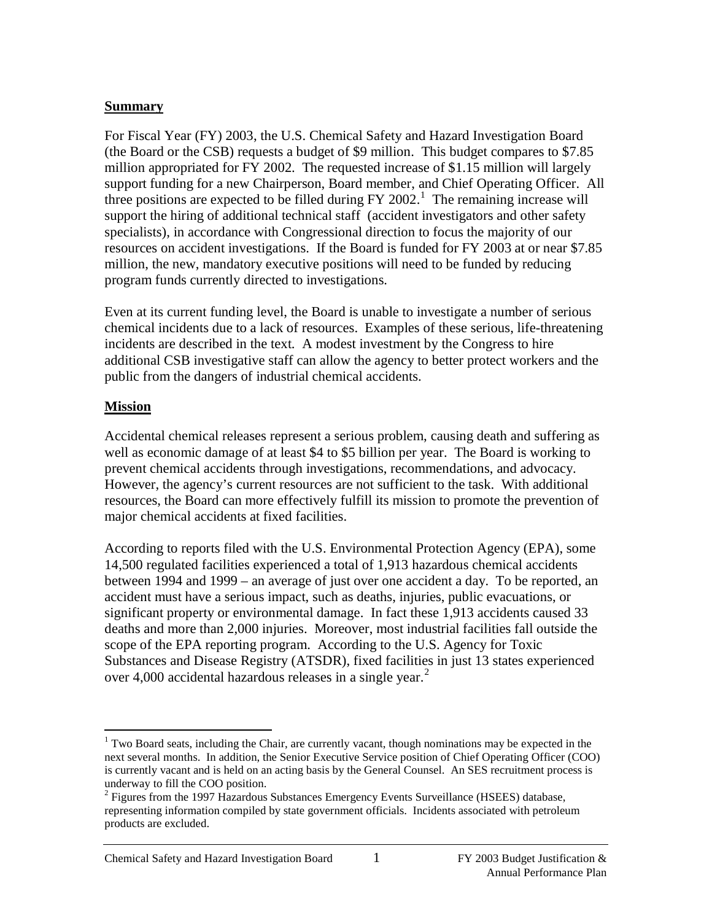## Summary

For Fiscal Year (FY) 2003, the U.S. Chemical Safety and Hazard Investigation Board (the Board or the CSB) requests a budget of \$9 million. This budget compares to \$7.85 million appropriated for FY 2002. The requested increase of \$1.15 million will largely support funding for a new Chairperson, Board member, and Chief Operating Officer. All three positions are expected to be filled during FY 2002.[1] The remaining increase will support the hiring of additional technical staff (accident investigators and other safety specialists), in accordance with Congressional direction to focus the majority of our resources on accident investigations. If the Board is funded for FY 2003 at or near \$7.85 million, the new, mandatory executive positions will need to be funded by reducing program funds currently directed to investigations.

Even at its current funding level, the Board is unable to investigate a number of serious chemical incidents due to a lack of resources. Examples of these serious, life-threatening incidents are described in the text. A modest investment by the Congress to hire additional CSB investigative staff can allow the agency to better protect workers and the public from the dangers of industrial chemical accidents.

## Mission

Accidental chemical releases represent a serious problem, causing death and suffering as well as economic damage of at least \$4 to \$5 billion per year. The Board is working to prevent chemical accidents through investigations, recommendations, and advocacy. However, the agency's current resources are not sufficient to the task. With additional resources, the Board can more effectively fulfill its mission to promote the prevention of major chemical accidents at fixed facilities.

According to reports filed with the U.S. Environmental Protection Agency (EPA), some 14,500 regulated facilities experienced a total of 1,913 hazardous chemical accidents between 1994 and 1999 – an average of just over one accident a day. To be reported, an accident must have a serious impact, such as deaths, injuries, public evacuations, or significant property or environmental damage. In fact these 1,913 accidents caused 33 deaths and more than 2,000 injuries. Moreover, most industrial facilities fall outside the scope of the EPA reporting program. According to the U.S. Agency for Toxic Substances and Disease Registry (ATSDR), fixed facilities in just 13 states experienced over 4,000 accidental hazardous releases in a single year.[2]

---

[1] Two Board seats, including the Chair, are currently vacant, though nominations may be expected in the next several months. In addition, the Senior Executive Service position of Chief Operating Officer (COO) is currently vacant and is held on an acting basis by the General Counsel. An SES recruitment process is underway to fill the COO position.

[2] Figures from the 1997 Hazardous Substances Emergency Events Surveillance (HSEES) database, representing information compiled by state government officials. Incidents associated with petroleum products are excluded.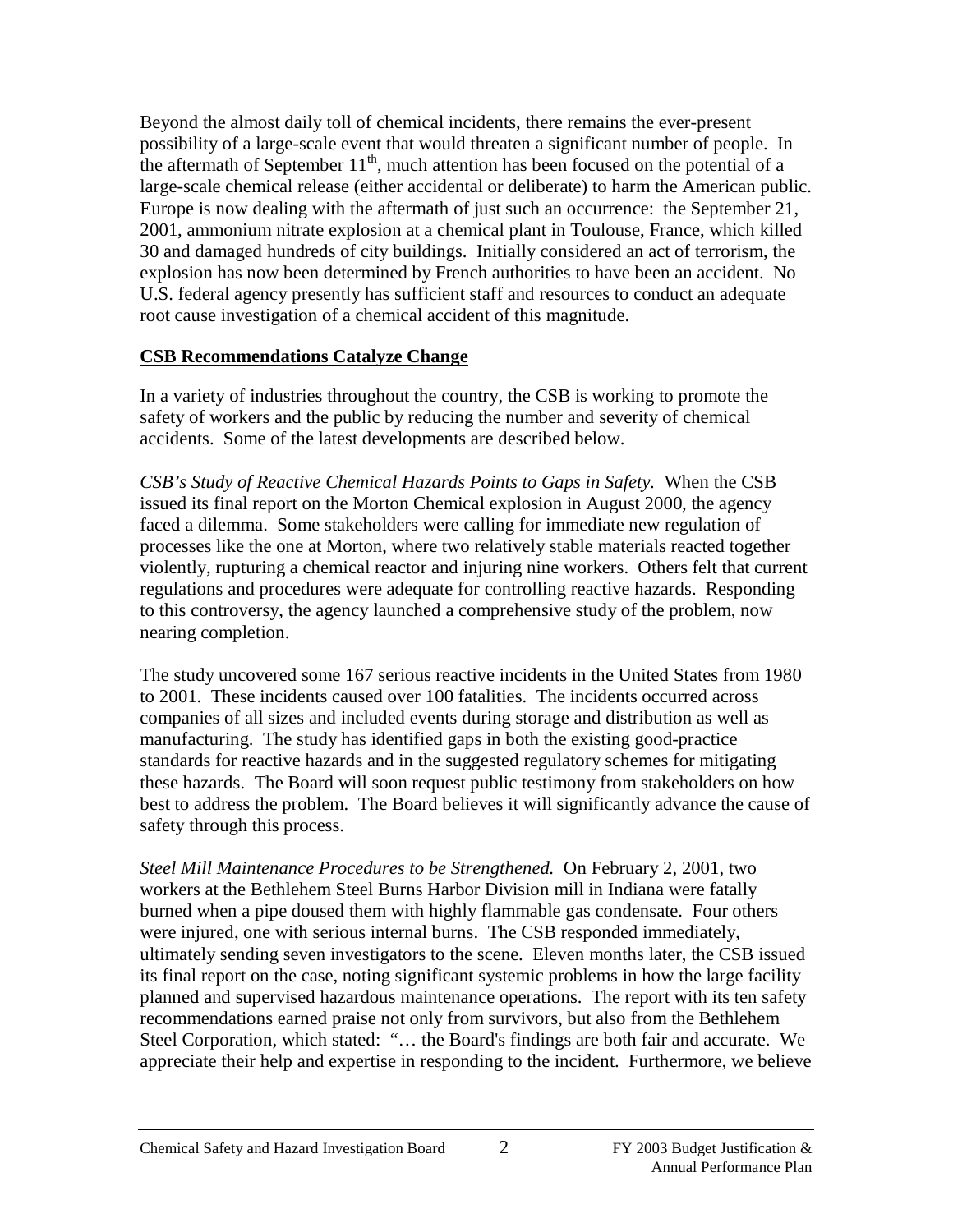Beyond the almost daily toll of chemical incidents, there remains the ever-present possibility of a large-scale event that would threaten a significant number of people. In the aftermath of September 11th, much attention has been focused on the potential of a large-scale chemical release (either accidental or deliberate) to harm the American public. Europe is now dealing with the aftermath of just such an occurrence: the September 21, 2001, ammonium nitrate explosion at a chemical plant in Toulouse, France, which killed 30 and damaged hundreds of city buildings. Initially considered an act of terrorism, the explosion has now been determined by French authorities to have been an accident. No U.S. federal agency presently has sufficient staff and resources to conduct an adequate root cause investigation of a chemical accident of this magnitude.

## CSB Recommendations Catalyze Change

In a variety of industries throughout the country, the CSB is working to promote the safety of workers and the public by reducing the number and severity of chemical accidents. Some of the latest developments are described below.

*CSB's Study of Reactive Chemical Hazards Points to Gaps in Safety.* When the CSB issued its final report on the Morton Chemical explosion in August 2000, the agency faced a dilemma. Some stakeholders were calling for immediate new regulation of processes like the one at Morton, where two relatively stable materials reacted together violently, rupturing a chemical reactor and injuring nine workers. Others felt that current regulations and procedures were adequate for controlling reactive hazards. Responding to this controversy, the agency launched a comprehensive study of the problem, now nearing completion.

The study uncovered some 167 serious reactive incidents in the United States from 1980 to 2001. These incidents caused over 100 fatalities. The incidents occurred across companies of all sizes and included events during storage and distribution as well as manufacturing. The study has identified gaps in both the existing good-practice standards for reactive hazards and in the suggested regulatory schemes for mitigating these hazards. The Board will soon request public testimony from stakeholders on how best to address the problem. The Board believes it will significantly advance the cause of safety through this process.

*Steel Mill Maintenance Procedures to be Strengthened.* On February 2, 2001, two workers at the Bethlehem Steel Burns Harbor Division mill in Indiana were fatally burned when a pipe doused them with highly flammable gas condensate. Four others were injured, one with serious internal burns. The CSB responded immediately, ultimately sending seven investigators to the scene. Eleven months later, the CSB issued its final report on the case, noting significant systemic problems in how the large facility planned and supervised hazardous maintenance operations. The report with its ten safety recommendations earned praise not only from survivors, but also from the Bethlehem Steel Corporation, which stated: "… the Board's findings are both fair and accurate. We appreciate their help and expertise in responding to the incident. Furthermore, we believe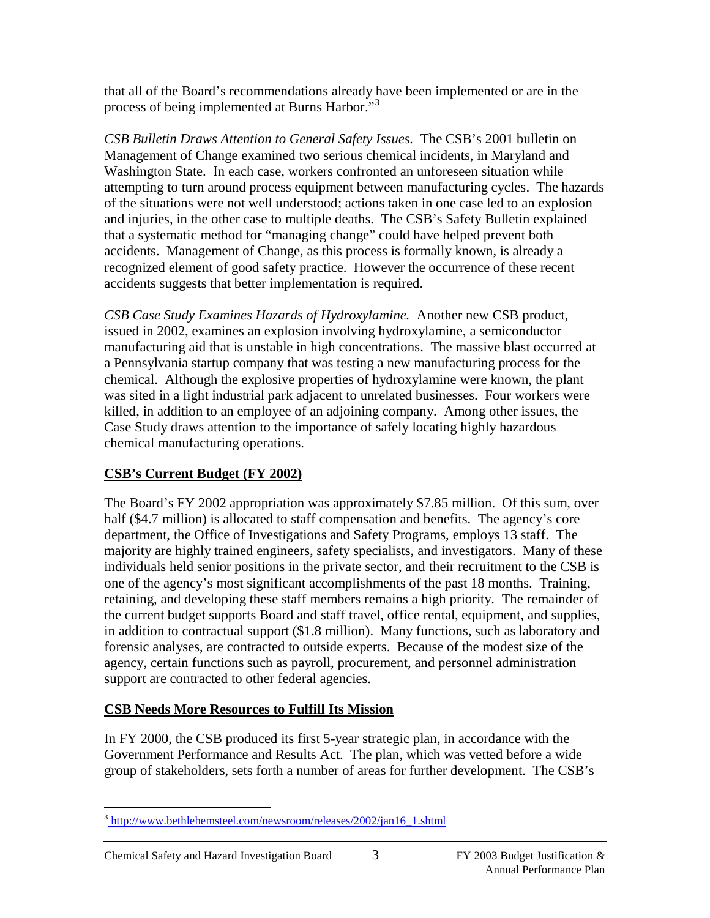that all of the Board's recommendations already have been implemented or are in the process of being implemented at Burns Harbor."[3]

*CSB Bulletin Draws Attention to General Safety Issues.* The CSB's 2001 bulletin on Management of Change examined two serious chemical incidents, in Maryland and Washington State. In each case, workers confronted an unforeseen situation while attempting to turn around process equipment between manufacturing cycles. The hazards of the situations were not well understood; actions taken in one case led to an explosion and injuries, in the other case to multiple deaths. The CSB's Safety Bulletin explained that a systematic method for "managing change" could have helped prevent both accidents. Management of Change, as this process is formally known, is already a recognized element of good safety practice. However the occurrence of these recent accidents suggests that better implementation is required.

*CSB Case Study Examines Hazards of Hydroxylamine.* Another new CSB product, issued in 2002, examines an explosion involving hydroxylamine, a semiconductor manufacturing aid that is unstable in high concentrations. The massive blast occurred at a Pennsylvania startup company that was testing a new manufacturing process for the chemical. Although the explosive properties of hydroxylamine were known, the plant was sited in a light industrial park adjacent to unrelated businesses. Four workers were killed, in addition to an employee of an adjoining company. Among other issues, the Case Study draws attention to the importance of safely locating highly hazardous chemical manufacturing operations.

## <u>CSB's Current Budget (FY 2002)</u>

The Board's FY 2002 appropriation was approximately \$7.85 million. Of this sum, over half (\$4.7 million) is allocated to staff compensation and benefits. The agency's core department, the Office of Investigations and Safety Programs, employs 13 staff. The majority are highly trained engineers, safety specialists, and investigators. Many of these individuals held senior positions in the private sector, and their recruitment to the CSB is one of the agency's most significant accomplishments of the past 18 months. Training, retaining, and developing these staff members remains a high priority. The remainder of the current budget supports Board and staff travel, office rental, equipment, and supplies, in addition to contractual support (\$1.8 million). Many functions, such as laboratory and forensic analyses, are contracted to outside experts. Because of the modest size of the agency, certain functions such as payroll, procurement, and personnel administration support are contracted to other federal agencies.

## <u>CSB Needs More Resources to Fulfill Its Mission</u>

In FY 2000, the CSB produced its first 5-year strategic plan, in accordance with the Government Performance and Results Act. The plan, which was vetted before a wide group of stakeholders, sets forth a number of areas for further development. The CSB's

---

[3] http://www.bethlehemsteel.com/newsroom/releases/2002/jan16_1.shtml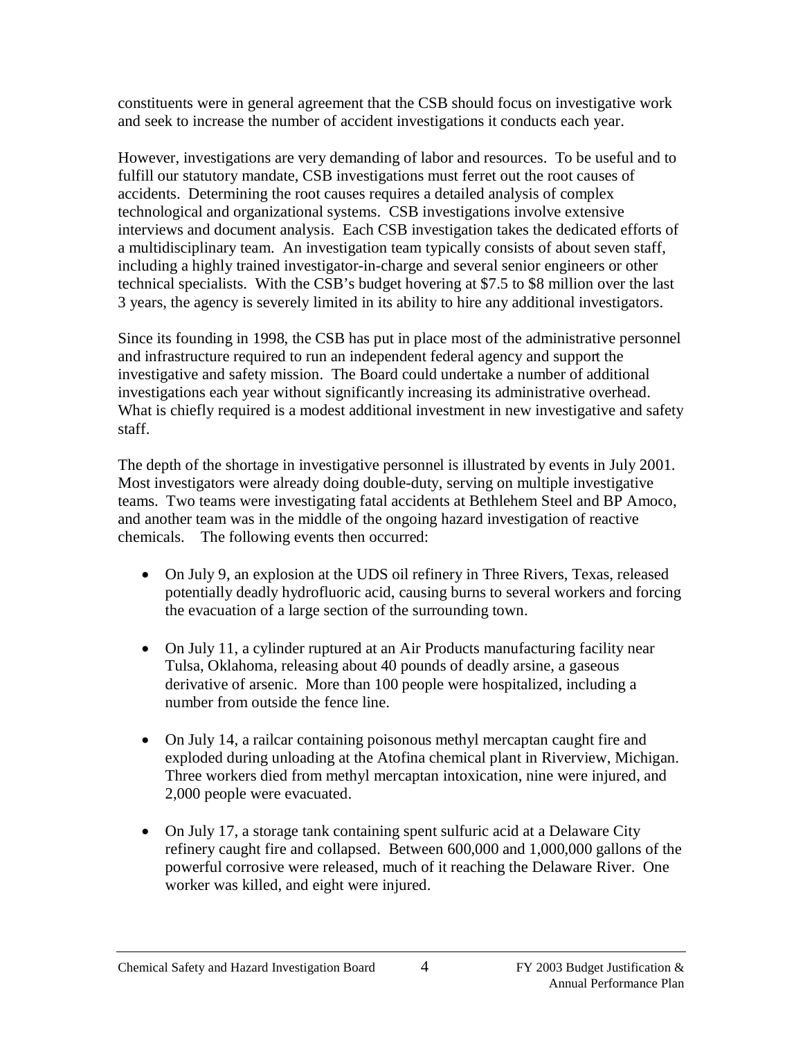constituents were in general agreement that the CSB should focus on investigative work and seek to increase the number of accident investigations it conducts each year.

However, investigations are very demanding of labor and resources. To be useful and to fulfill our statutory mandate, CSB investigations must ferret out the root causes of accidents. Determining the root causes requires a detailed analysis of complex technological and organizational systems. CSB investigations involve extensive interviews and document analysis. Each CSB investigation takes the dedicated efforts of a multidisciplinary team. An investigation team typically consists of about seven staff, including a highly trained investigator-in-charge and several senior engineers or other technical specialists. With the CSB's budget hovering at $7.5 to $8 million over the last 3 years, the agency is severely limited in its ability to hire any additional investigators.

Since its founding in 1998, the CSB has put in place most of the administrative personnel and infrastructure required to run an independent federal agency and support the investigative and safety mission. The Board could undertake a number of additional investigations each year without significantly increasing its administrative overhead. What is chiefly required is a modest additional investment in new investigative and safety staff.

The depth of the shortage in investigative personnel is illustrated by events in July 2001. Most investigators were already doing double-duty, serving on multiple investigative teams. Two teams were investigating fatal accidents at Bethlehem Steel and BP Amoco, and another team was in the middle of the ongoing hazard investigation of reactive chemicals. The following events then occurred:

- On July 9, an explosion at the UDS oil refinery in Three Rivers, Texas, released potentially deadly hydrofluoric acid, causing burns to several workers and forcing the evacuation of a large section of the surrounding town.
- On July 11, a cylinder ruptured at an Air Products manufacturing facility near Tulsa, Oklahoma, releasing about 40 pounds of deadly arsine, a gaseous derivative of arsenic. More than 100 people were hospitalized, including a number from outside the fence line.
- On July 14, a railcar containing poisonous methyl mercaptan caught fire and exploded during unloading at the Atofina chemical plant in Riverview, Michigan. Three workers died from methyl mercaptan intoxication, nine were injured, and 2,000 people were evacuated.
- On July 17, a storage tank containing spent sulfuric acid at a Delaware City refinery caught fire and collapsed. Between 600,000 and 1,000,000 gallons of the powerful corrosive were released, much of it reaching the Delaware River. One worker was killed, and eight were injured.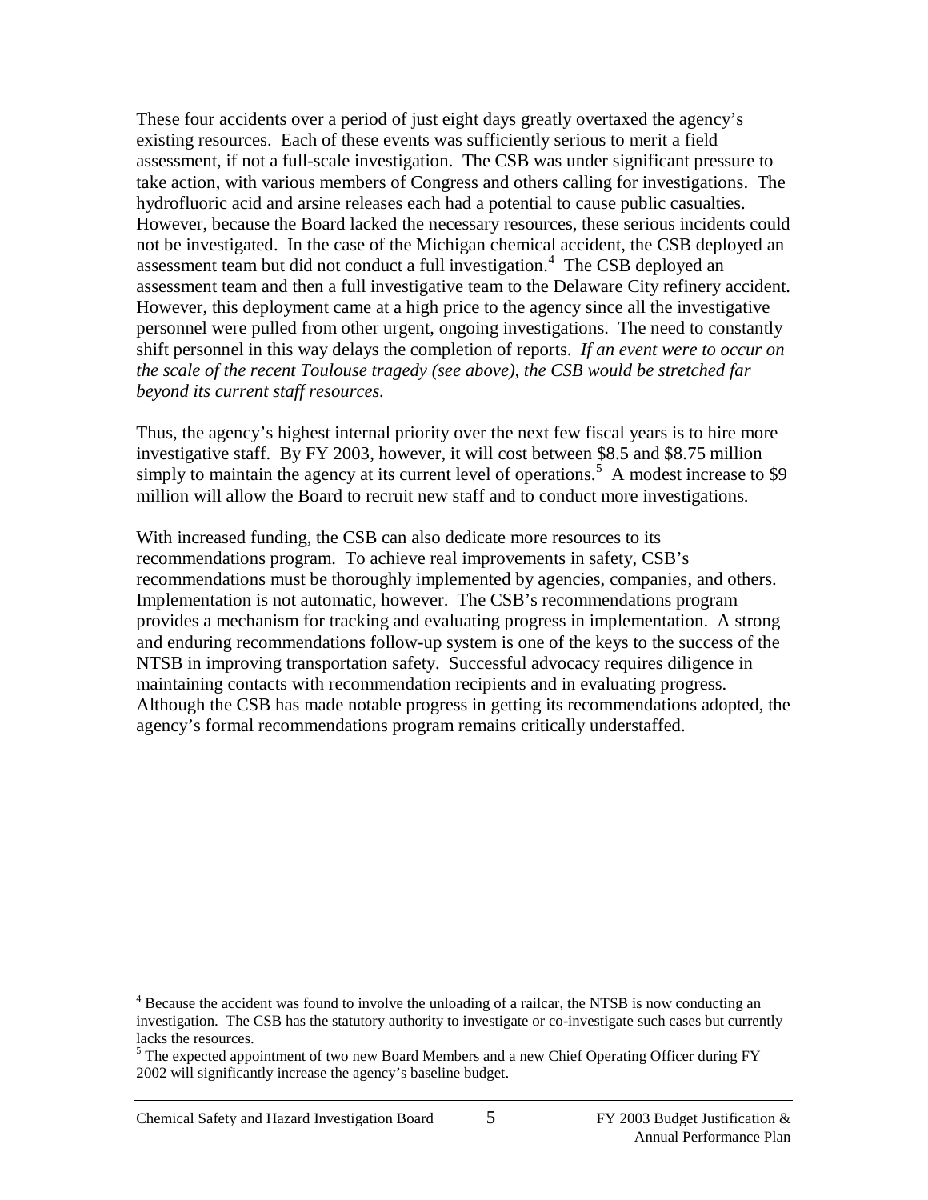These four accidents over a period of just eight days greatly overtaxed the agency's existing resources. Each of these events was sufficiently serious to merit a field assessment, if not a full-scale investigation. The CSB was under significant pressure to take action, with various members of Congress and others calling for investigations. The hydrofluoric acid and arsine releases each had a potential to cause public casualties. However, because the Board lacked the necessary resources, these serious incidents could not be investigated. In the case of the Michigan chemical accident, the CSB deployed an assessment team but did not conduct a full investigation.[4] The CSB deployed an assessment team and then a full investigative team to the Delaware City refinery accident. However, this deployment came at a high price to the agency since all the investigative personnel were pulled from other urgent, ongoing investigations. The need to constantly shift personnel in this way delays the completion of reports. *If an event were to occur on the scale of the recent Toulouse tragedy (see above), the CSB would be stretched far beyond its current staff resources.*

Thus, the agency's highest internal priority over the next few fiscal years is to hire more investigative staff. By FY 2003, however, it will cost between $8.5 and $8.75 million simply to maintain the agency at its current level of operations.[5] A modest increase to $9 million will allow the Board to recruit new staff and to conduct more investigations.

With increased funding, the CSB can also dedicate more resources to its recommendations program. To achieve real improvements in safety, CSB's recommendations must be thoroughly implemented by agencies, companies, and others. Implementation is not automatic, however. The CSB's recommendations program provides a mechanism for tracking and evaluating progress in implementation. A strong and enduring recommendations follow-up system is one of the keys to the success of the NTSB in improving transportation safety. Successful advocacy requires diligence in maintaining contacts with recommendation recipients and in evaluating progress. Although the CSB has made notable progress in getting its recommendations adopted, the agency's formal recommendations program remains critically understaffed.

---

[4] Because the accident was found to involve the unloading of a railcar, the NTSB is now conducting an investigation. The CSB has the statutory authority to investigate or co-investigate such cases but currently lacks the resources.

[5] The expected appointment of two new Board Members and a new Chief Operating Officer during FY 2002 will significantly increase the agency's baseline budget.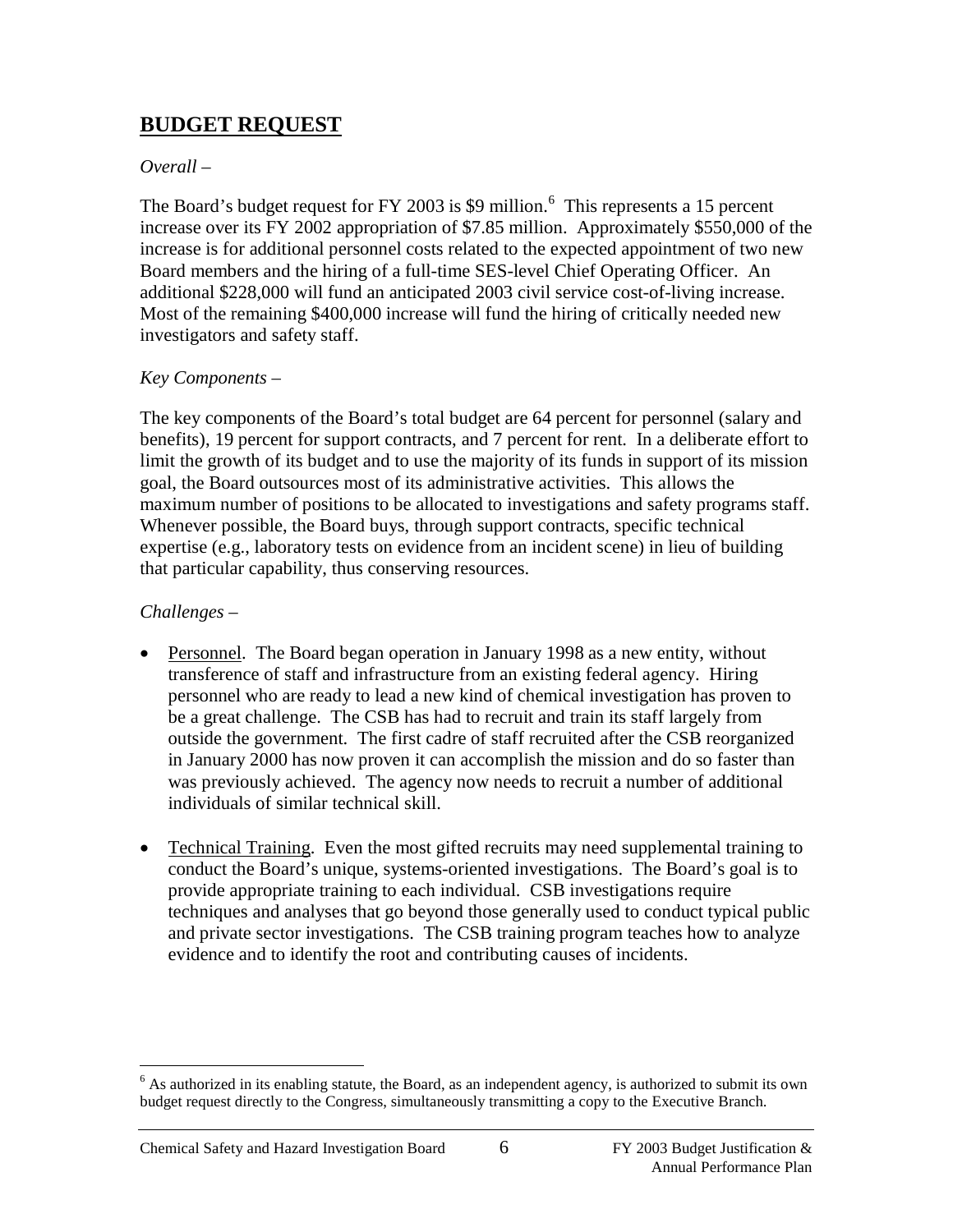## **BUDGET REQUEST**

*Overall –*

The Board's budget request for FY 2003 is \$9 million.[6] This represents a 15 percent increase over its FY 2002 appropriation of \$7.85 million. Approximately \$550,000 of the increase is for additional personnel costs related to the expected appointment of two new Board members and the hiring of a full-time SES-level Chief Operating Officer. An additional \$228,000 will fund an anticipated 2003 civil service cost-of-living increase. Most of the remaining \$400,000 increase will fund the hiring of critically needed new investigators and safety staff.

*Key Components –*

The key components of the Board's total budget are 64 percent for personnel (salary and benefits), 19 percent for support contracts, and 7 percent for rent. In a deliberate effort to limit the growth of its budget and to use the majority of its funds in support of its mission goal, the Board outsources most of its administrative activities. This allows the maximum number of positions to be allocated to investigations and safety programs staff. Whenever possible, the Board buys, through support contracts, specific technical expertise (e.g., laboratory tests on evidence from an incident scene) in lieu of building that particular capability, thus conserving resources.

*Challenges –*

- <u>Personnel</u>. The Board began operation in January 1998 as a new entity, without transference of staff and infrastructure from an existing federal agency. Hiring personnel who are ready to lead a new kind of chemical investigation has proven to be a great challenge. The CSB has had to recruit and train its staff largely from outside the government. The first cadre of staff recruited after the CSB reorganized in January 2000 has now proven it can accomplish the mission and do so faster than was previously achieved. The agency now needs to recruit a number of additional individuals of similar technical skill.

- <u>Technical Training</u>. Even the most gifted recruits may need supplemental training to conduct the Board's unique, systems-oriented investigations. The Board's goal is to provide appropriate training to each individual. CSB investigations require techniques and analyses that go beyond those generally used to conduct typical public and private sector investigations. The CSB training program teaches how to analyze evidence and to identify the root and contributing causes of incidents.

---

[6] As authorized in its enabling statute, the Board, as an independent agency, is authorized to submit its own budget request directly to the Congress, simultaneously transmitting a copy to the Executive Branch.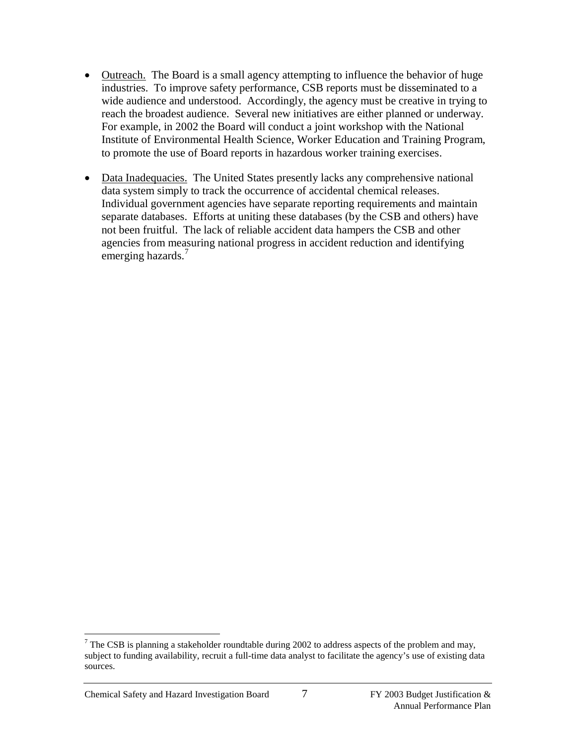- Outreach. The Board is a small agency attempting to influence the behavior of huge industries. To improve safety performance, CSB reports must be disseminated to a wide audience and understood. Accordingly, the agency must be creative in trying to reach the broadest audience. Several new initiatives are either planned or underway. For example, in 2002 the Board will conduct a joint workshop with the National Institute of Environmental Health Science, Worker Education and Training Program, to promote the use of Board reports in hazardous worker training exercises.

- Data Inadequacies. The United States presently lacks any comprehensive national data system simply to track the occurrence of accidental chemical releases. Individual government agencies have separate reporting requirements and maintain separate databases. Efforts at uniting these databases (by the CSB and others) have not been fruitful. The lack of reliable accident data hampers the CSB and other agencies from measuring national progress in accident reduction and identifying emerging hazards.[7]

[7] The CSB is planning a stakeholder roundtable during 2002 to address aspects of the problem and may, subject to funding availability, recruit a full-time data analyst to facilitate the agency's use of existing data sources.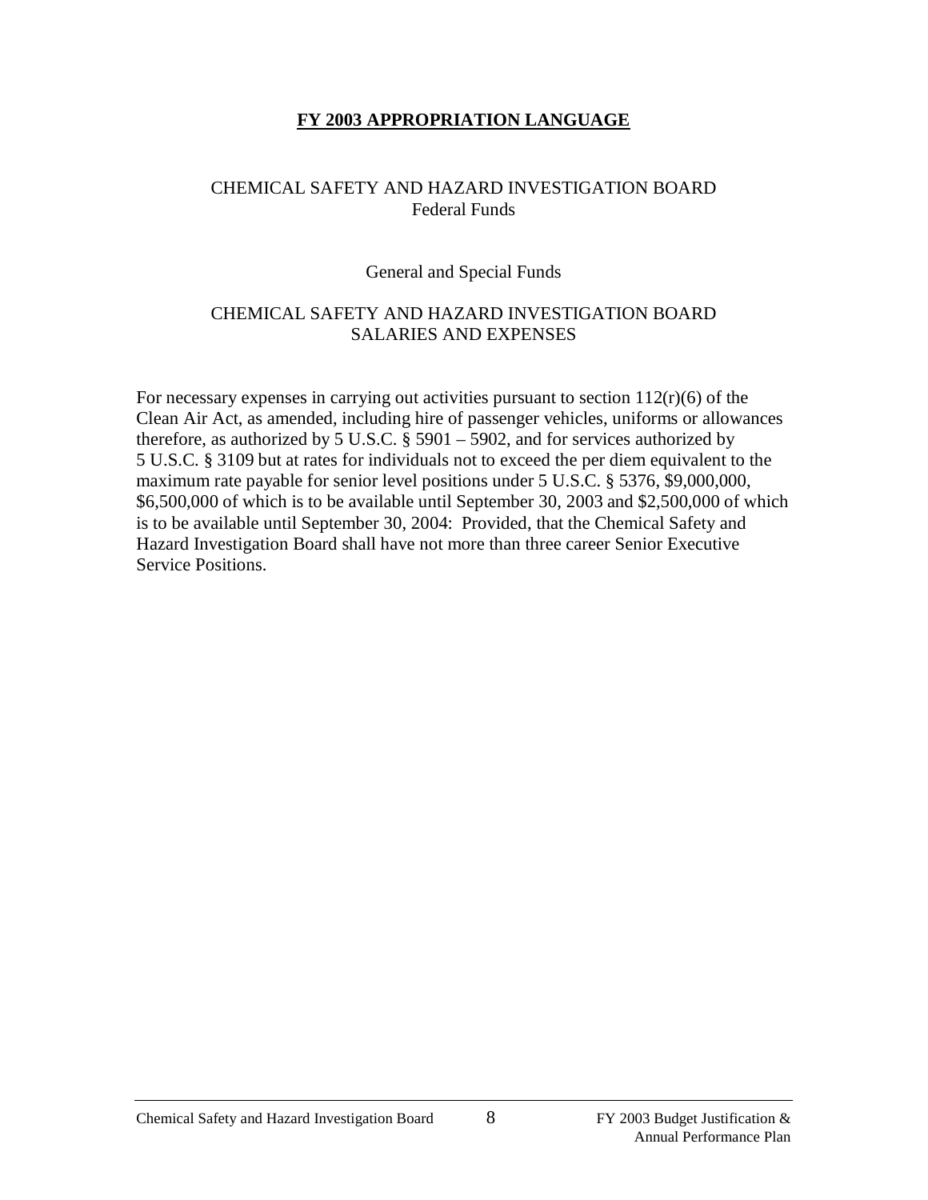## FY 2003 APPROPRIATION LANGUAGE

CHEMICAL SAFETY AND HAZARD INVESTIGATION BOARD
Federal Funds

General and Special Funds

CHEMICAL SAFETY AND HAZARD INVESTIGATION BOARD
SALARIES AND EXPENSES

For necessary expenses in carrying out activities pursuant to section 112(r)(6) of the Clean Air Act, as amended, including hire of passenger vehicles, uniforms or allowances therefore, as authorized by 5 U.S.C. § 5901 – 5902, and for services authorized by 5 U.S.C. § 3109 but at rates for individuals not to exceed the per diem equivalent to the maximum rate payable for senior level positions under 5 U.S.C. § 5376, $9,000,000, $6,500,000 of which is to be available until September 30, 2003 and $2,500,000 of which is to be available until September 30, 2004: Provided, that the Chemical Safety and Hazard Investigation Board shall have not more than three career Senior Executive Service Positions.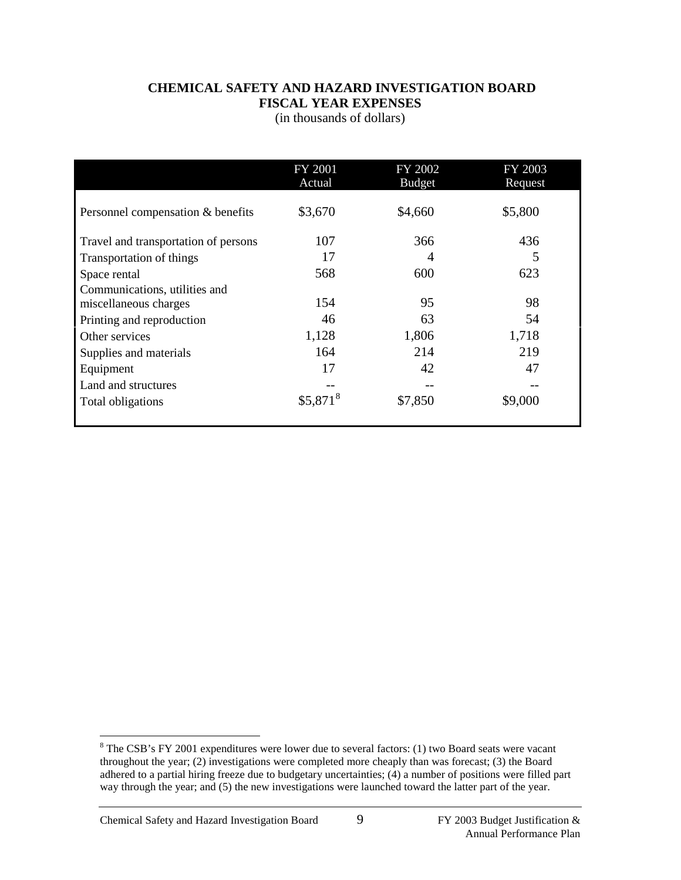**CHEMICAL SAFETY AND HAZARD INVESTIGATION BOARD**
**FISCAL YEAR EXPENSES**
(in thousands of dollars)

| | FY 2001 Actual | FY 2002 Budget | FY 2003 Request |
|---|---|---|---|
| Personnel compensation & benefits | $3,670 | $4,660 | $5,800 |
| Travel and transportation of persons | 107 | 366 | 436 |
| Transportation of things | 17 | 4 | 5 |
| Space rental | 568 | 600 | 623 |
| Communications, utilities and miscellaneous charges | 154 | 95 | 98 |
| Printing and reproduction | 46 | 63 | 54 |
| Other services | 1,128 | 1,806 | 1,718 |
| Supplies and materials | 164 | 214 | 219 |
| Equipment | 17 | 42 | 47 |
| Land and structures | -- | -- | -- |
| Total obligations | $5,871[8] | $7,850 | $9,000 |

[8] The CSB's FY 2001 expenditures were lower due to several factors: (1) two Board seats were vacant throughout the year; (2) investigations were completed more cheaply than was forecast; (3) the Board adhered to a partial hiring freeze due to budgetary uncertainties; (4) a number of positions were filled part way through the year; and (5) the new investigations were launched toward the latter part of the year.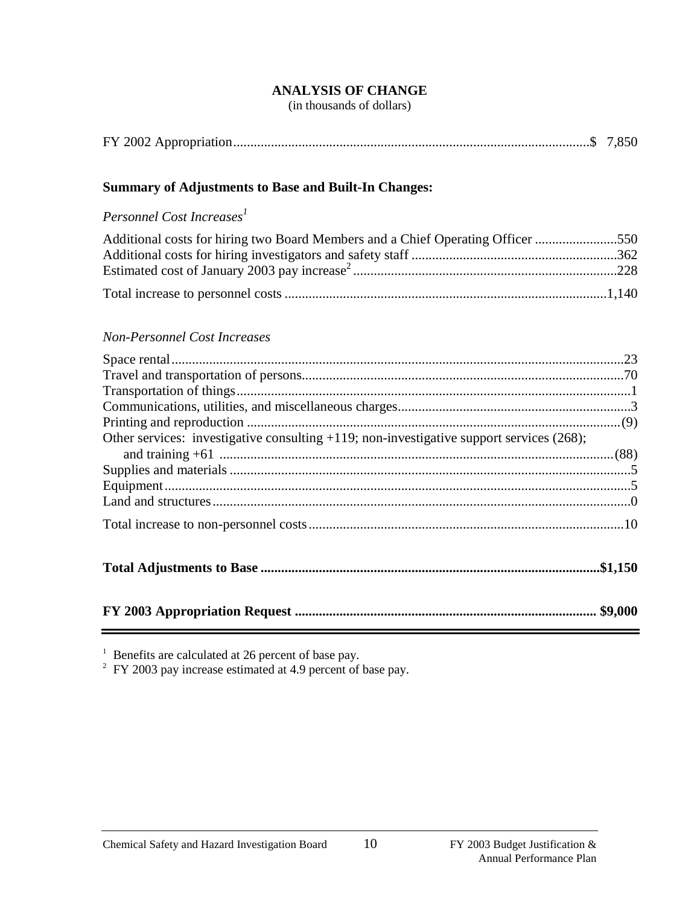# ANALYSIS OF CHANGE

(in thousands of dollars)

| | |
|---|---|
| FY 2002 Appropriation | $ 7,850 |

**Summary of Adjustments to Base and Built-In Changes:**

*Personnel Cost Increases*[1]

| | |
|---|---|
| Additional costs for hiring two Board Members and a Chief Operating Officer | 550 |
| Additional costs for hiring investigators and safety staff | 362 |
| Estimated cost of January 2003 pay increase[2] | 228 |
| Total increase to personnel costs | 1,140 |

*Non-Personnel Cost Increases*

| | |
|---|---|
| Space rental | 23 |
| Travel and transportation of persons | 70 |
| Transportation of things | 1 |
| Communications, utilities, and miscellaneous charges | 3 |
| Printing and reproduction | (9) |
| Other services: investigative consulting +119; non-investigative support services (268); and training +61 | (88) |
| Supplies and materials | 5 |
| Equipment | 5 |
| Land and structures | 0 |
| Total increase to non-personnel costs | 10 |

| | |
|---|---|
| **Total Adjustments to Base** | **$1,150** |
| **FY 2003 Appropriation Request** | **$9,000** |

[1] Benefits are calculated at 26 percent of base pay.
[2] FY 2003 pay increase estimated at 4.9 percent of base pay.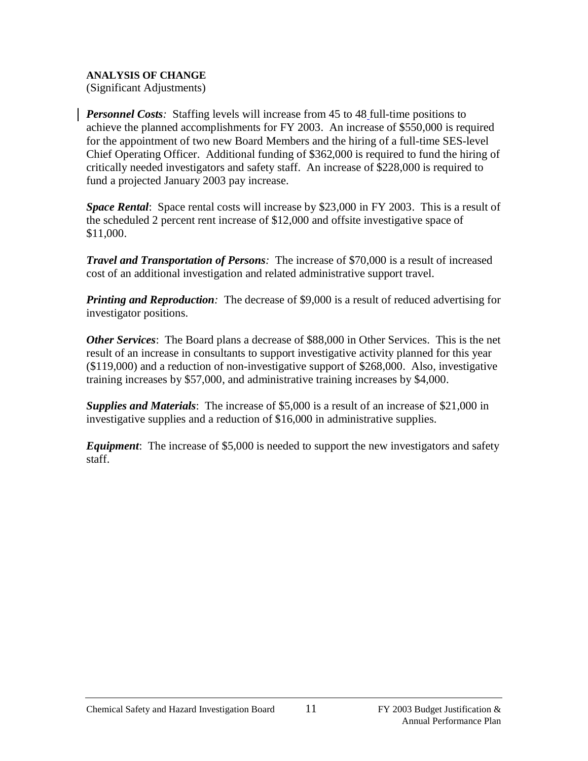**ANALYSIS OF CHANGE**
(Significant Adjustments)

***Personnel Costs****:* Staffing levels will increase from 45 to 48 full-time positions to achieve the planned accomplishments for FY 2003. An increase of $550,000 is required for the appointment of two new Board Members and the hiring of a full-time SES-level Chief Operating Officer. Additional funding of $362,000 is required to fund the hiring of critically needed investigators and safety staff. An increase of $228,000 is required to fund a projected January 2003 pay increase.

***Space Rental***: Space rental costs will increase by $23,000 in FY 2003. This is a result of the scheduled 2 percent rent increase of $12,000 and offsite investigative space of $11,000.

***Travel and Transportation of Persons****:* The increase of $70,000 is a result of increased cost of an additional investigation and related administrative support travel.

***Printing and Reproduction****:* The decrease of $9,000 is a result of reduced advertising for investigator positions.

***Other Services***: The Board plans a decrease of $88,000 in Other Services. This is the net result of an increase in consultants to support investigative activity planned for this year ($119,000) and a reduction of non-investigative support of $268,000. Also, investigative training increases by $57,000, and administrative training increases by $4,000.

***Supplies and Materials***: The increase of $5,000 is a result of an increase of $21,000 in investigative supplies and a reduction of $16,000 in administrative supplies.

***Equipment***: The increase of $5,000 is needed to support the new investigators and safety staff.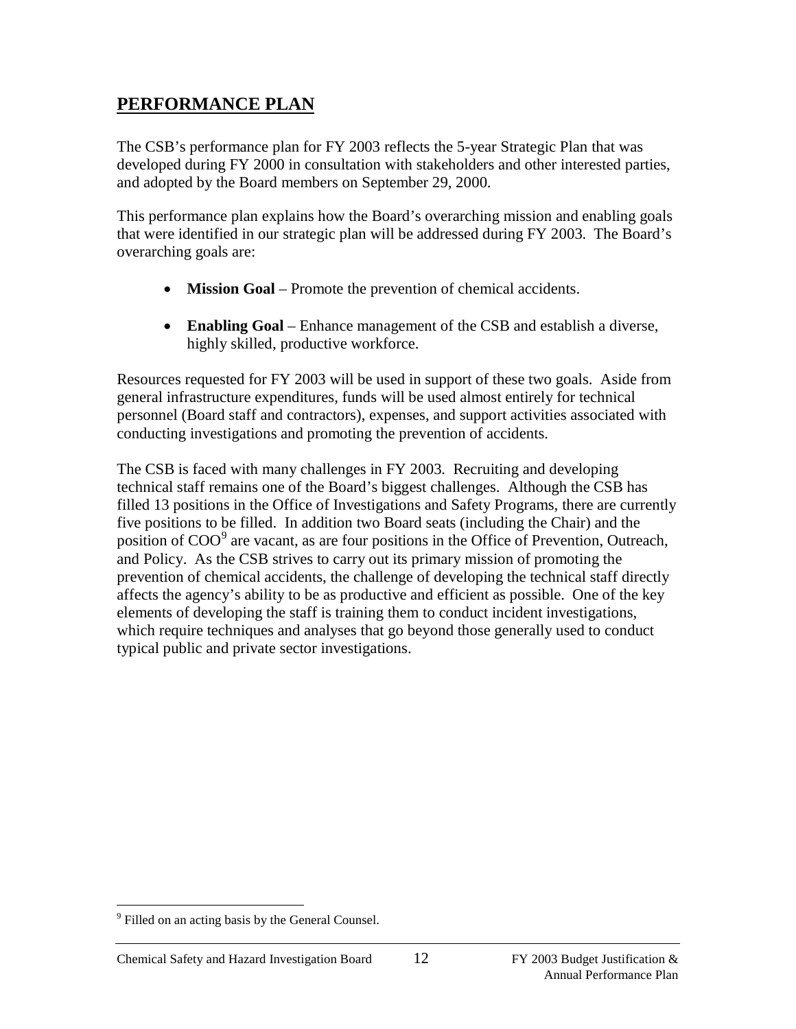## PERFORMANCE PLAN

The CSB's performance plan for FY 2003 reflects the 5-year Strategic Plan that was developed during FY 2000 in consultation with stakeholders and other interested parties, and adopted by the Board members on September 29, 2000.

This performance plan explains how the Board's overarching mission and enabling goals that were identified in our strategic plan will be addressed during FY 2003. The Board's overarching goals are:

- **Mission Goal** – Promote the prevention of chemical accidents.
- **Enabling Goal** – Enhance management of the CSB and establish a diverse, highly skilled, productive workforce.

Resources requested for FY 2003 will be used in support of these two goals. Aside from general infrastructure expenditures, funds will be used almost entirely for technical personnel (Board staff and contractors), expenses, and support activities associated with conducting investigations and promoting the prevention of accidents.

The CSB is faced with many challenges in FY 2003. Recruiting and developing technical staff remains one of the Board's biggest challenges. Although the CSB has filled 13 positions in the Office of Investigations and Safety Programs, there are currently five positions to be filled. In addition two Board seats (including the Chair) and the position of COO[9] are vacant, as are four positions in the Office of Prevention, Outreach, and Policy. As the CSB strives to carry out its primary mission of promoting the prevention of chemical accidents, the challenge of developing the technical staff directly affects the agency's ability to be as productive and efficient as possible. One of the key elements of developing the staff is training them to conduct incident investigations, which require techniques and analyses that go beyond those generally used to conduct typical public and private sector investigations.

[9] Filled on an acting basis by the General Counsel.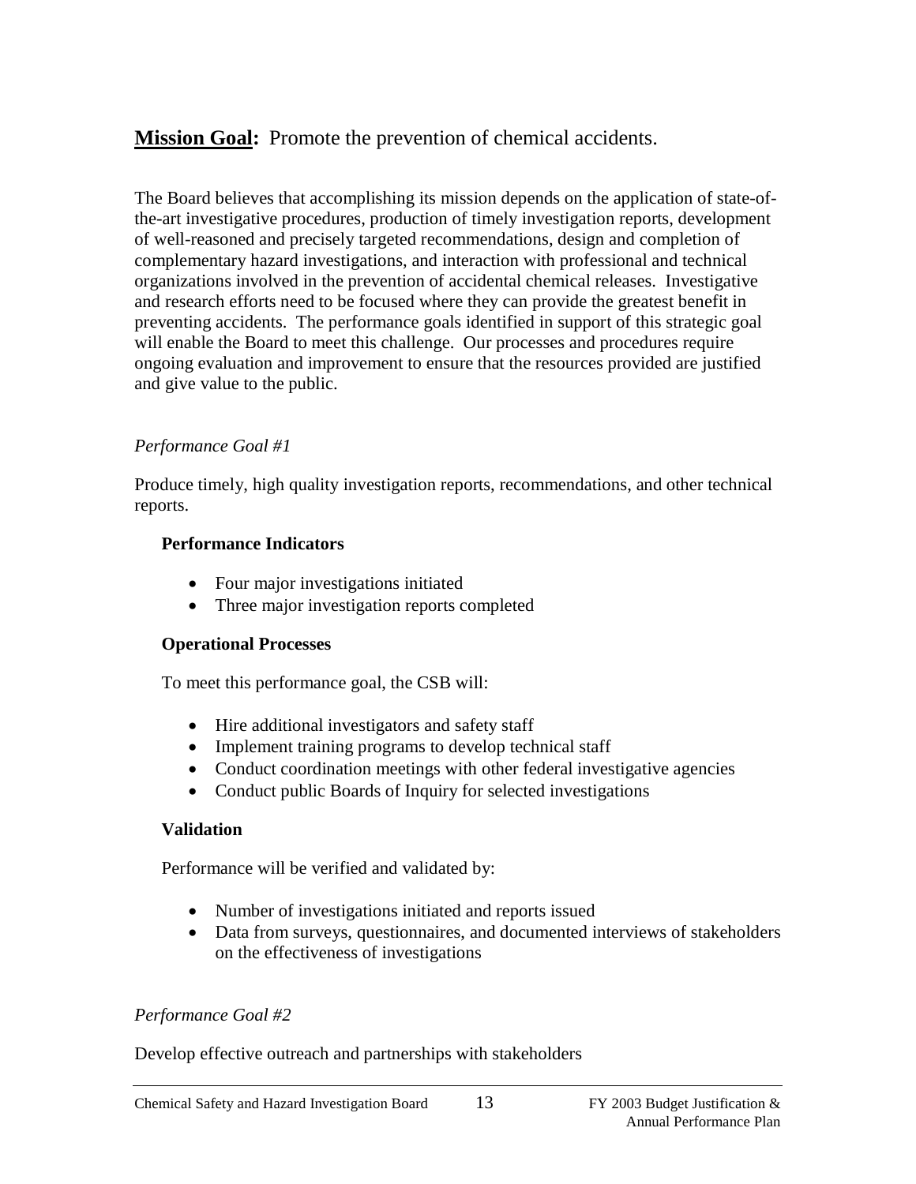## **Mission Goal:** Promote the prevention of chemical accidents.

The Board believes that accomplishing its mission depends on the application of state-of-the-art investigative procedures, production of timely investigation reports, development of well-reasoned and precisely targeted recommendations, design and completion of complementary hazard investigations, and interaction with professional and technical organizations involved in the prevention of accidental chemical releases. Investigative and research efforts need to be focused where they can provide the greatest benefit in preventing accidents. The performance goals identified in support of this strategic goal will enable the Board to meet this challenge. Our processes and procedures require ongoing evaluation and improvement to ensure that the resources provided are justified and give value to the public.

*Performance Goal #1*

Produce timely, high quality investigation reports, recommendations, and other technical reports.

**Performance Indicators**

- Four major investigations initiated
- Three major investigation reports completed

**Operational Processes**

To meet this performance goal, the CSB will:

- Hire additional investigators and safety staff
- Implement training programs to develop technical staff
- Conduct coordination meetings with other federal investigative agencies
- Conduct public Boards of Inquiry for selected investigations

**Validation**

Performance will be verified and validated by:

- Number of investigations initiated and reports issued
- Data from surveys, questionnaires, and documented interviews of stakeholders on the effectiveness of investigations

*Performance Goal #2*

Develop effective outreach and partnerships with stakeholders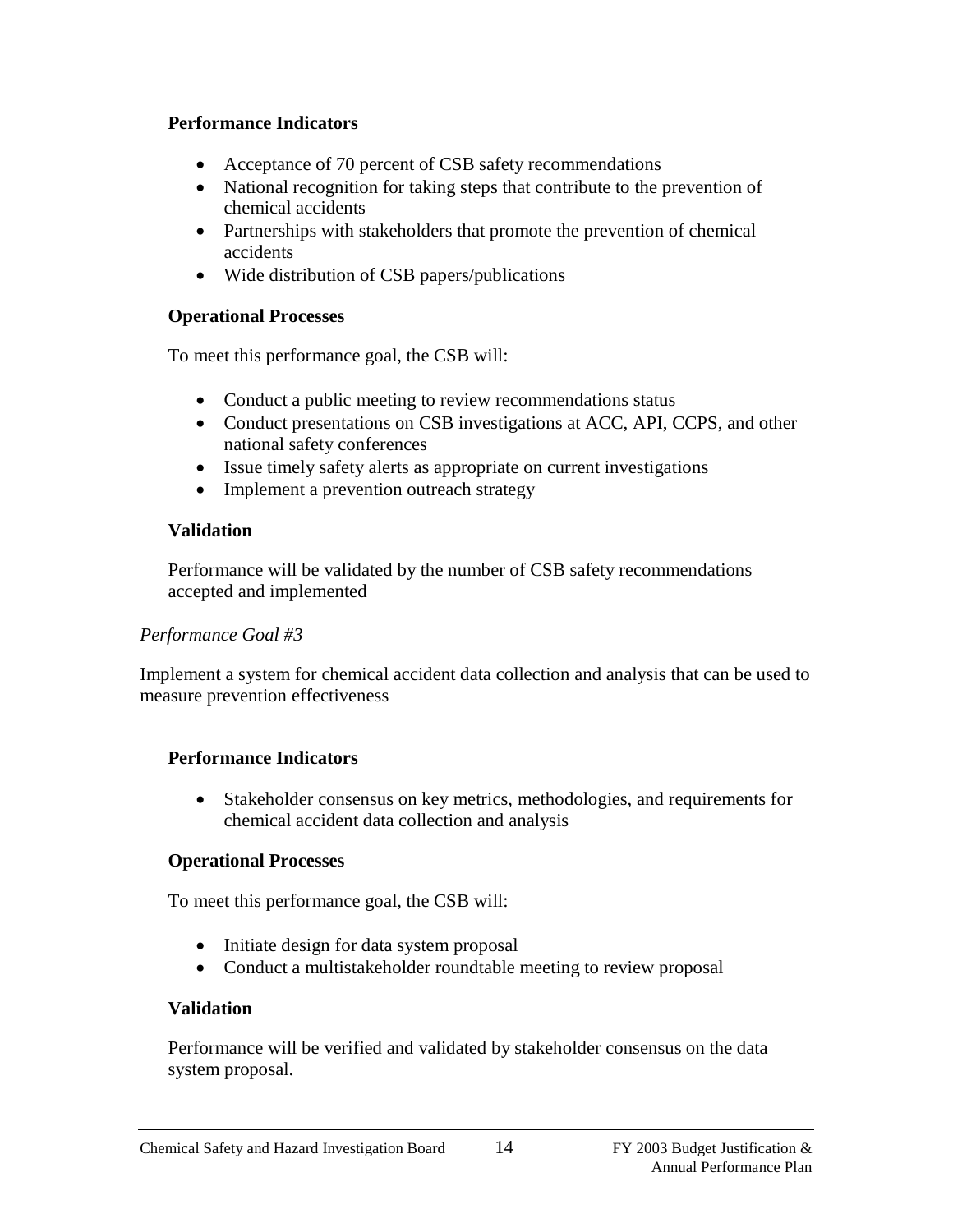**Performance Indicators**

- Acceptance of 70 percent of CSB safety recommendations
- National recognition for taking steps that contribute to the prevention of chemical accidents
- Partnerships with stakeholders that promote the prevention of chemical accidents
- Wide distribution of CSB papers/publications

**Operational Processes**

To meet this performance goal, the CSB will:

- Conduct a public meeting to review recommendations status
- Conduct presentations on CSB investigations at ACC, API, CCPS, and other national safety conferences
- Issue timely safety alerts as appropriate on current investigations
- Implement a prevention outreach strategy

**Validation**

Performance will be validated by the number of CSB safety recommendations accepted and implemented

*Performance Goal #3*

Implement a system for chemical accident data collection and analysis that can be used to measure prevention effectiveness

**Performance Indicators**

- Stakeholder consensus on key metrics, methodologies, and requirements for chemical accident data collection and analysis

**Operational Processes**

To meet this performance goal, the CSB will:

- Initiate design for data system proposal
- Conduct a multistakeholder roundtable meeting to review proposal

**Validation**

Performance will be verified and validated by stakeholder consensus on the data system proposal.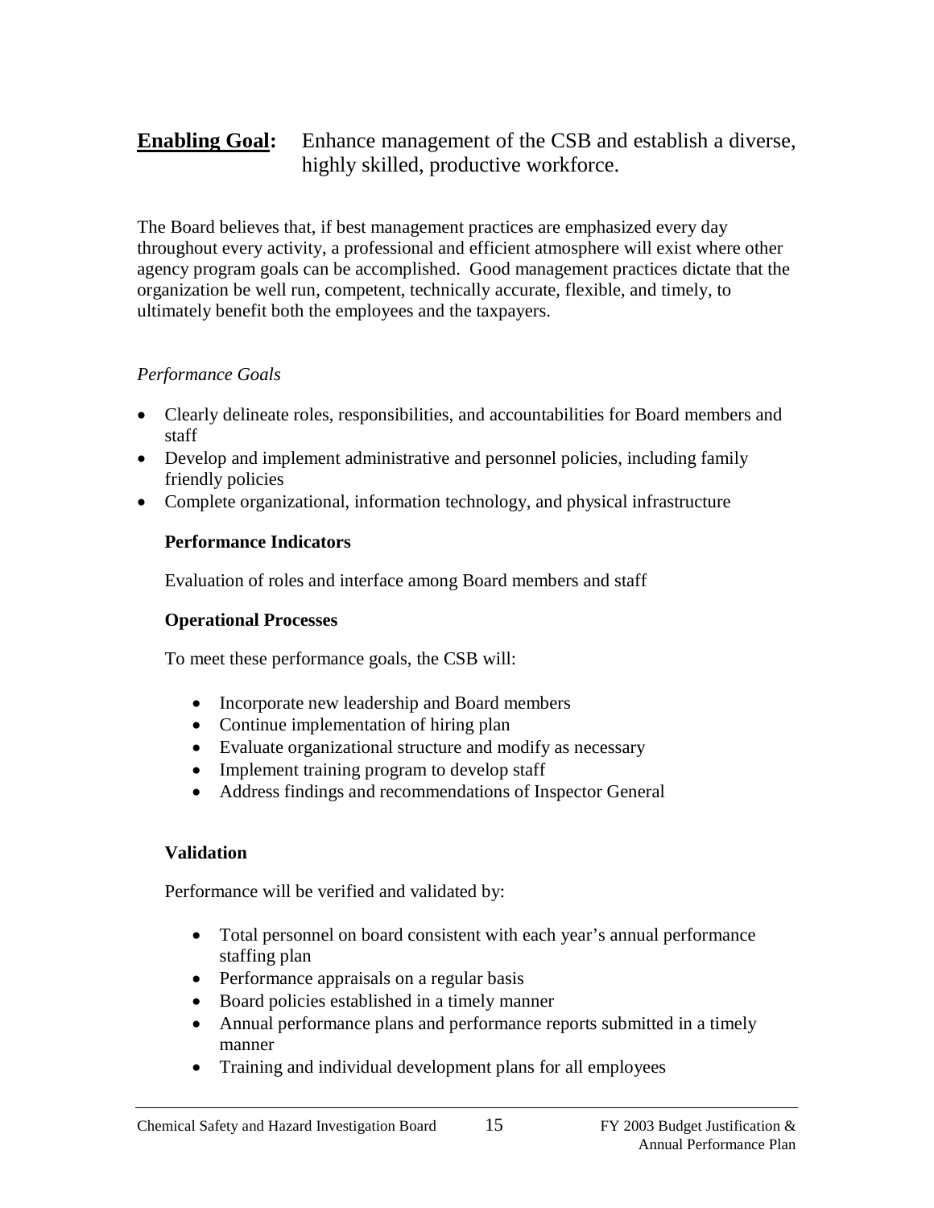## **<u>Enabling Goal</u>:** Enhance management of the CSB and establish a diverse, highly skilled, productive workforce.

The Board believes that, if best management practices are emphasized every day throughout every activity, a professional and efficient atmosphere will exist where other agency program goals can be accomplished. Good management practices dictate that the organization be well run, competent, technically accurate, flexible, and timely, to ultimately benefit both the employees and the taxpayers.

*Performance Goals*

- Clearly delineate roles, responsibilities, and accountabilities for Board members and staff
- Develop and implement administrative and personnel policies, including family friendly policies
- Complete organizational, information technology, and physical infrastructure

**Performance Indicators**

Evaluation of roles and interface among Board members and staff

**Operational Processes**

To meet these performance goals, the CSB will:

- Incorporate new leadership and Board members
- Continue implementation of hiring plan
- Evaluate organizational structure and modify as necessary
- Implement training program to develop staff
- Address findings and recommendations of Inspector General

**Validation**

Performance will be verified and validated by:

- Total personnel on board consistent with each year's annual performance staffing plan
- Performance appraisals on a regular basis
- Board policies established in a timely manner
- Annual performance plans and performance reports submitted in a timely manner
- Training and individual development plans for all employees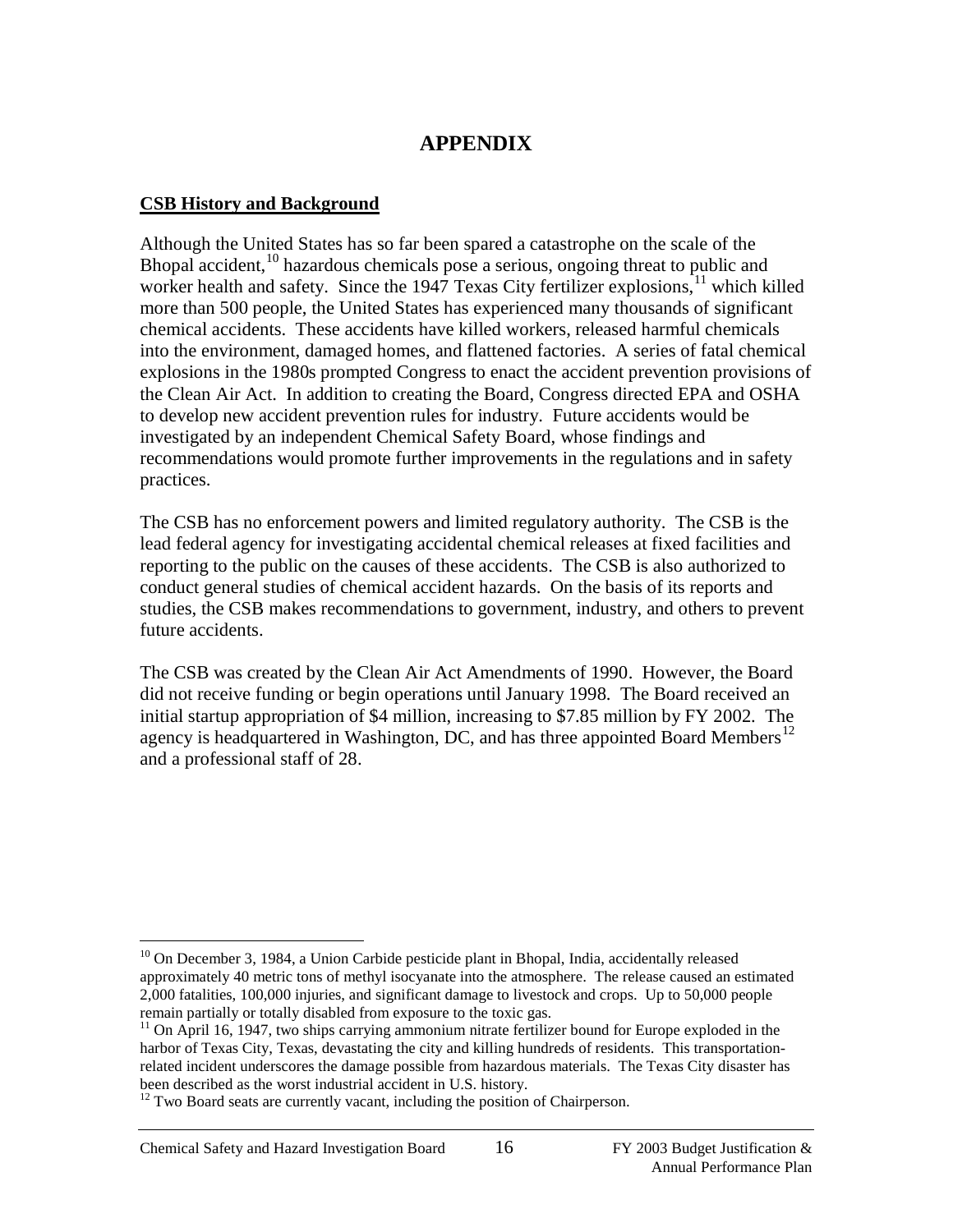# APPENDIX

## CSB History and Background

Although the United States has so far been spared a catastrophe on the scale of the Bhopal accident,[10] hazardous chemicals pose a serious, ongoing threat to public and worker health and safety. Since the 1947 Texas City fertilizer explosions,[11] which killed more than 500 people, the United States has experienced many thousands of significant chemical accidents. These accidents have killed workers, released harmful chemicals into the environment, damaged homes, and flattened factories. A series of fatal chemical explosions in the 1980s prompted Congress to enact the accident prevention provisions of the Clean Air Act. In addition to creating the Board, Congress directed EPA and OSHA to develop new accident prevention rules for industry. Future accidents would be investigated by an independent Chemical Safety Board, whose findings and recommendations would promote further improvements in the regulations and in safety practices.

The CSB has no enforcement powers and limited regulatory authority. The CSB is the lead federal agency for investigating accidental chemical releases at fixed facilities and reporting to the public on the causes of these accidents. The CSB is also authorized to conduct general studies of chemical accident hazards. On the basis of its reports and studies, the CSB makes recommendations to government, industry, and others to prevent future accidents.

The CSB was created by the Clean Air Act Amendments of 1990. However, the Board did not receive funding or begin operations until January 1998. The Board received an initial startup appropriation of $4 million, increasing to $7.85 million by FY 2002. The agency is headquartered in Washington, DC, and has three appointed Board Members[12] and a professional staff of 28.

---

[10] On December 3, 1984, a Union Carbide pesticide plant in Bhopal, India, accidentally released approximately 40 metric tons of methyl isocyanate into the atmosphere. The release caused an estimated 2,000 fatalities, 100,000 injuries, and significant damage to livestock and crops. Up to 50,000 people remain partially or totally disabled from exposure to the toxic gas.

[11] On April 16, 1947, two ships carrying ammonium nitrate fertilizer bound for Europe exploded in the harbor of Texas City, Texas, devastating the city and killing hundreds of residents. This transportation-related incident underscores the damage possible from hazardous materials. The Texas City disaster has been described as the worst industrial accident in U.S. history.

[12] Two Board seats are currently vacant, including the position of Chairperson.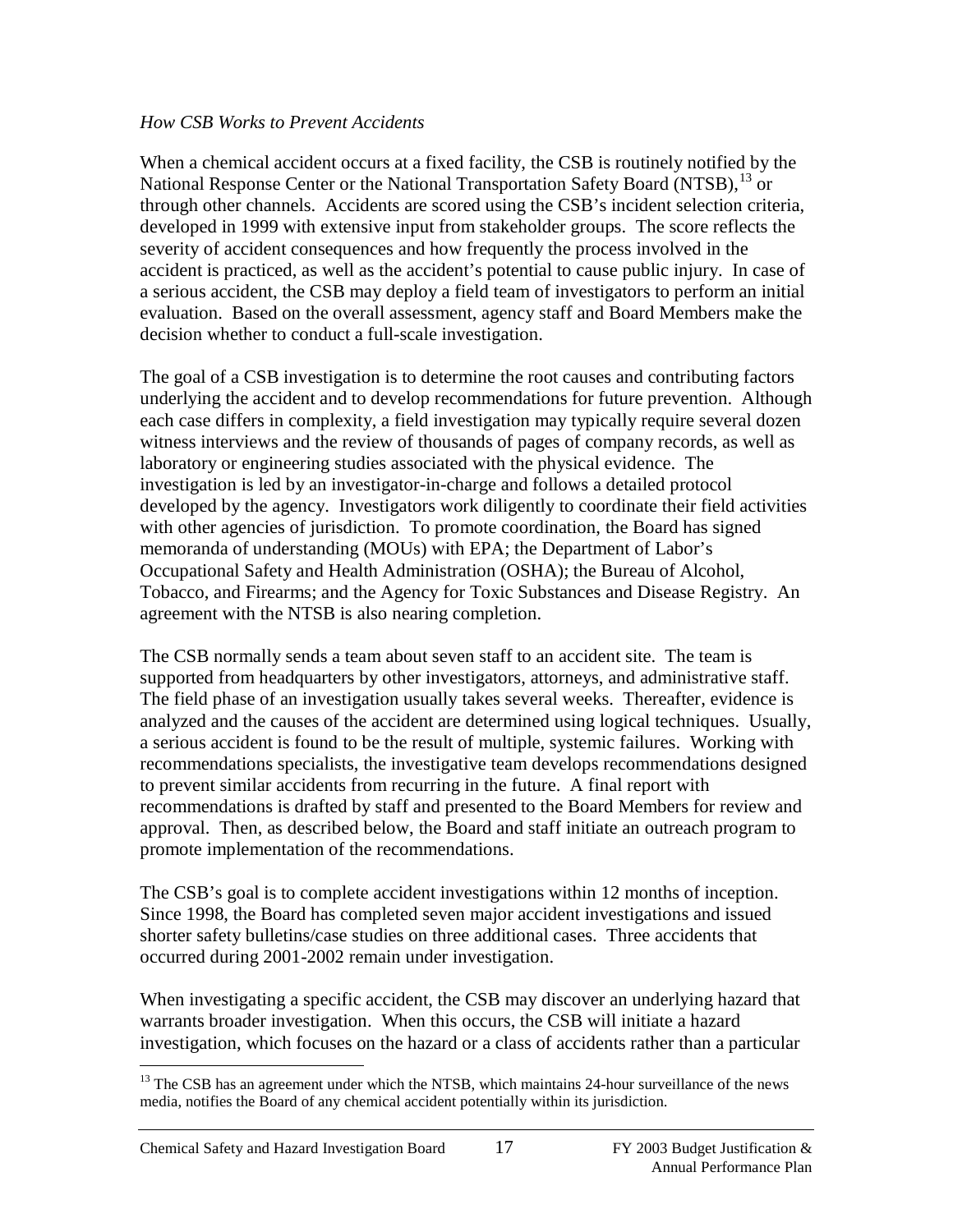*How CSB Works to Prevent Accidents*

When a chemical accident occurs at a fixed facility, the CSB is routinely notified by the National Response Center or the National Transportation Safety Board (NTSB),[13] or through other channels. Accidents are scored using the CSB's incident selection criteria, developed in 1999 with extensive input from stakeholder groups. The score reflects the severity of accident consequences and how frequently the process involved in the accident is practiced, as well as the accident's potential to cause public injury. In case of a serious accident, the CSB may deploy a field team of investigators to perform an initial evaluation. Based on the overall assessment, agency staff and Board Members make the decision whether to conduct a full-scale investigation.

The goal of a CSB investigation is to determine the root causes and contributing factors underlying the accident and to develop recommendations for future prevention. Although each case differs in complexity, a field investigation may typically require several dozen witness interviews and the review of thousands of pages of company records, as well as laboratory or engineering studies associated with the physical evidence. The investigation is led by an investigator-in-charge and follows a detailed protocol developed by the agency. Investigators work diligently to coordinate their field activities with other agencies of jurisdiction. To promote coordination, the Board has signed memoranda of understanding (MOUs) with EPA; the Department of Labor's Occupational Safety and Health Administration (OSHA); the Bureau of Alcohol, Tobacco, and Firearms; and the Agency for Toxic Substances and Disease Registry. An agreement with the NTSB is also nearing completion.

The CSB normally sends a team about seven staff to an accident site. The team is supported from headquarters by other investigators, attorneys, and administrative staff. The field phase of an investigation usually takes several weeks. Thereafter, evidence is analyzed and the causes of the accident are determined using logical techniques. Usually, a serious accident is found to be the result of multiple, systemic failures. Working with recommendations specialists, the investigative team develops recommendations designed to prevent similar accidents from recurring in the future. A final report with recommendations is drafted by staff and presented to the Board Members for review and approval. Then, as described below, the Board and staff initiate an outreach program to promote implementation of the recommendations.

The CSB's goal is to complete accident investigations within 12 months of inception. Since 1998, the Board has completed seven major accident investigations and issued shorter safety bulletins/case studies on three additional cases. Three accidents that occurred during 2001-2002 remain under investigation.

When investigating a specific accident, the CSB may discover an underlying hazard that warrants broader investigation. When this occurs, the CSB will initiate a hazard investigation, which focuses on the hazard or a class of accidents rather than a particular

[13] The CSB has an agreement under which the NTSB, which maintains 24-hour surveillance of the news media, notifies the Board of any chemical accident potentially within its jurisdiction.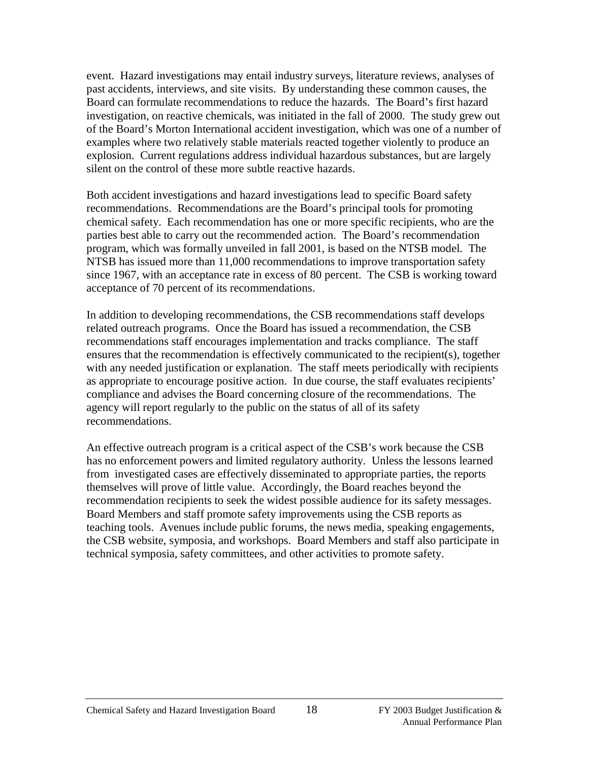event. Hazard investigations may entail industry surveys, literature reviews, analyses of past accidents, interviews, and site visits. By understanding these common causes, the Board can formulate recommendations to reduce the hazards. The Board's first hazard investigation, on reactive chemicals, was initiated in the fall of 2000. The study grew out of the Board's Morton International accident investigation, which was one of a number of examples where two relatively stable materials reacted together violently to produce an explosion. Current regulations address individual hazardous substances, but are largely silent on the control of these more subtle reactive hazards.

Both accident investigations and hazard investigations lead to specific Board safety recommendations. Recommendations are the Board's principal tools for promoting chemical safety. Each recommendation has one or more specific recipients, who are the parties best able to carry out the recommended action. The Board's recommendation program, which was formally unveiled in fall 2001, is based on the NTSB model. The NTSB has issued more than 11,000 recommendations to improve transportation safety since 1967, with an acceptance rate in excess of 80 percent. The CSB is working toward acceptance of 70 percent of its recommendations.

In addition to developing recommendations, the CSB recommendations staff develops related outreach programs. Once the Board has issued a recommendation, the CSB recommendations staff encourages implementation and tracks compliance. The staff ensures that the recommendation is effectively communicated to the recipient(s), together with any needed justification or explanation. The staff meets periodically with recipients as appropriate to encourage positive action. In due course, the staff evaluates recipients' compliance and advises the Board concerning closure of the recommendations. The agency will report regularly to the public on the status of all of its safety recommendations.

An effective outreach program is a critical aspect of the CSB's work because the CSB has no enforcement powers and limited regulatory authority. Unless the lessons learned from investigated cases are effectively disseminated to appropriate parties, the reports themselves will prove of little value. Accordingly, the Board reaches beyond the recommendation recipients to seek the widest possible audience for its safety messages. Board Members and staff promote safety improvements using the CSB reports as teaching tools. Avenues include public forums, the news media, speaking engagements, the CSB website, symposia, and workshops. Board Members and staff also participate in technical symposia, safety committees, and other activities to promote safety.